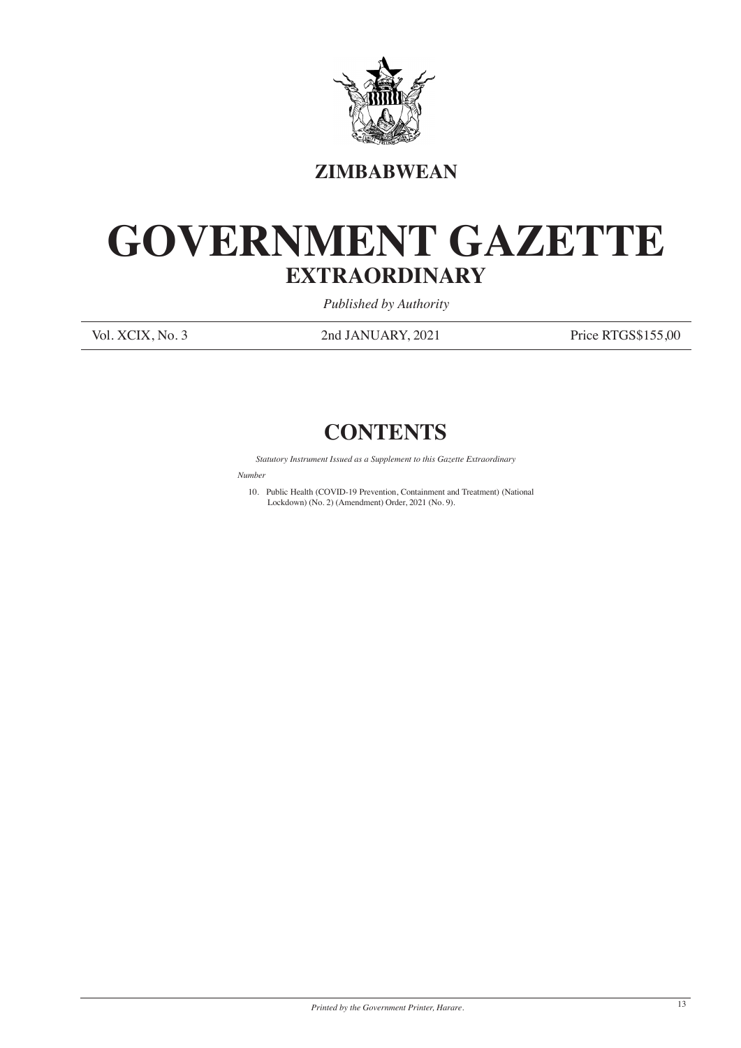**ZIMBABWEAN**

# GOVERNMENT GAZETTE

## EXTRAORDINARY

*Published by Authority*

Vol. XCIX, No. 3 | 2nd JANUARY, 2021 | Price RTGS$155,00

## CONTENTS

*Statutory Instrument Issued as a Supplement to this Gazette Extraordinary*

*Number*

10. Public Health (COVID-19 Prevention, Containment and Treatment) (National Lockdown) (No. 2) (Amendment) Order, 2021 (No. 9).

*Printed by the Government Printer, Harare.*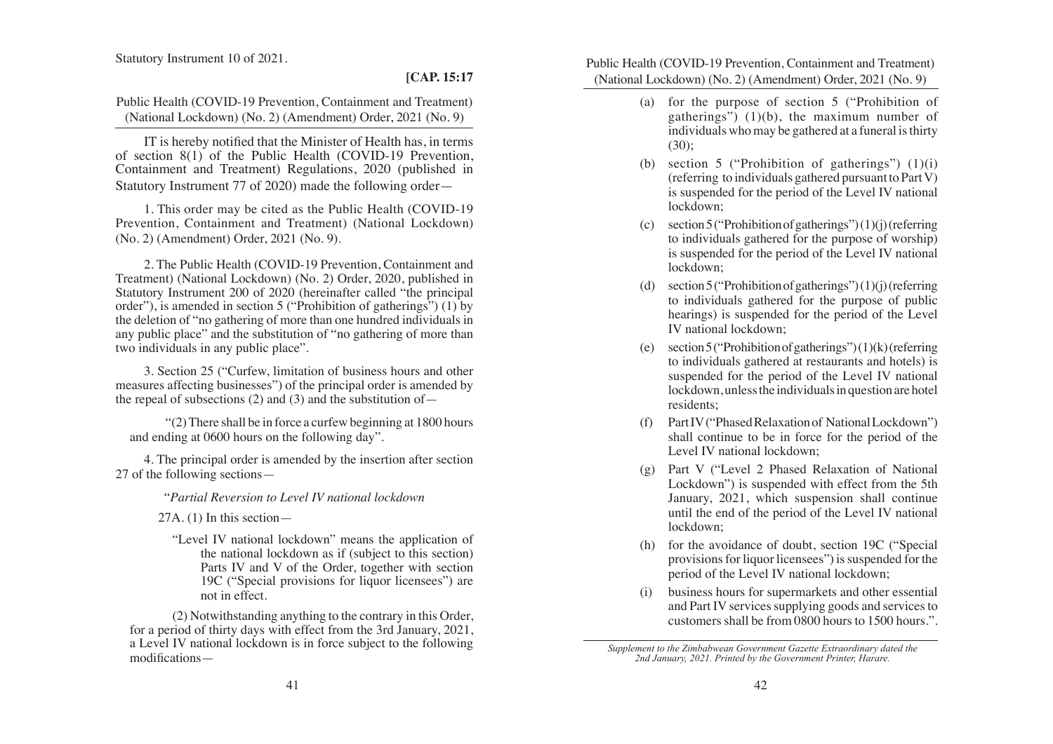Statutory Instrument 10 of 2021.

**[CAP. 15:17**

Public Health (COVID-19 Prevention, Containment and Treatment) (National Lockdown) (No. 2) (Amendment) Order, 2021 (No. 9)

IT is hereby notified that the Minister of Health has, in terms of section 8(1) of the Public Health (COVID-19 Prevention, Containment and Treatment) Regulations, 2020 (published in Statutory Instrument 77 of 2020) made the following order—

1. This order may be cited as the Public Health (COVID-19 Prevention, Containment and Treatment) (National Lockdown) (No. 2) (Amendment) Order, 2021 (No. 9).

2. The Public Health (COVID-19 Prevention, Containment and Treatment) (National Lockdown) (No. 2) Order, 2020, published in Statutory Instrument 200 of 2020 (hereinafter called "the principal order"), is amended in section 5 ("Prohibition of gatherings") (1) by the deletion of "no gathering of more than one hundred individuals in any public place" and the substitution of "no gathering of more than two individuals in any public place".

3. Section 25 ("Curfew, limitation of business hours and other measures affecting businesses") of the principal order is amended by the repeal of subsections (2) and (3) and the substitution of—

"(2) There shall be in force a curfew beginning at 1800 hours and ending at 0600 hours on the following day".

4. The principal order is amended by the insertion after section 27 of the following sections—

"*Partial Reversion to Level IV national lockdown*

27A. (1) In this section—

"Level IV national lockdown" means the application of the national lockdown as if (subject to this section) Parts IV and V of the Order, together with section 19C ("Special provisions for liquor licensees") are not in effect.

(2) Notwithstanding anything to the contrary in this Order, for a period of thirty days with effect from the 3rd January, 2021, a Level IV national lockdown is in force subject to the following modifications—

(a) for the purpose of section 5 ("Prohibition of gatherings") (1)(b), the maximum number of individuals who may be gathered at a funeral is thirty (30);

(b) section 5 ("Prohibition of gatherings") (1)(i) (referring to individuals gathered pursuant to Part V) is suspended for the period of the Level IV national lockdown;

(c) section 5 ("Prohibition of gatherings") (1)(j) (referring to individuals gathered for the purpose of worship) is suspended for the period of the Level IV national lockdown;

(d) section 5 ("Prohibition of gatherings") (1)(j) (referring to individuals gathered for the purpose of public hearings) is suspended for the period of the Level IV national lockdown;

(e) section 5 ("Prohibition of gatherings") (1)(k) (referring to individuals gathered at restaurants and hotels) is suspended for the period of the Level IV national lockdown, unless the individuals in question are hotel residents;

(f) Part IV ("Phased Relaxation of National Lockdown") shall continue to be in force for the period of the Level IV national lockdown;

(g) Part V ("Level 2 Phased Relaxation of National Lockdown") is suspended with effect from the 5th January, 2021, which suspension shall continue until the end of the period of the Level IV national lockdown;

(h) for the avoidance of doubt, section 19C ("Special provisions for liquor licensees") is suspended for the period of the Level IV national lockdown;

(i) business hours for supermarkets and other essential and Part IV services supplying goods and services to customers shall be from 0800 hours to 1500 hours.".

*Supplement to the Zimbabwean Government Gazette Extraordinary dated the 2nd January, 2021. Printed by the Government Printer, Harare.*